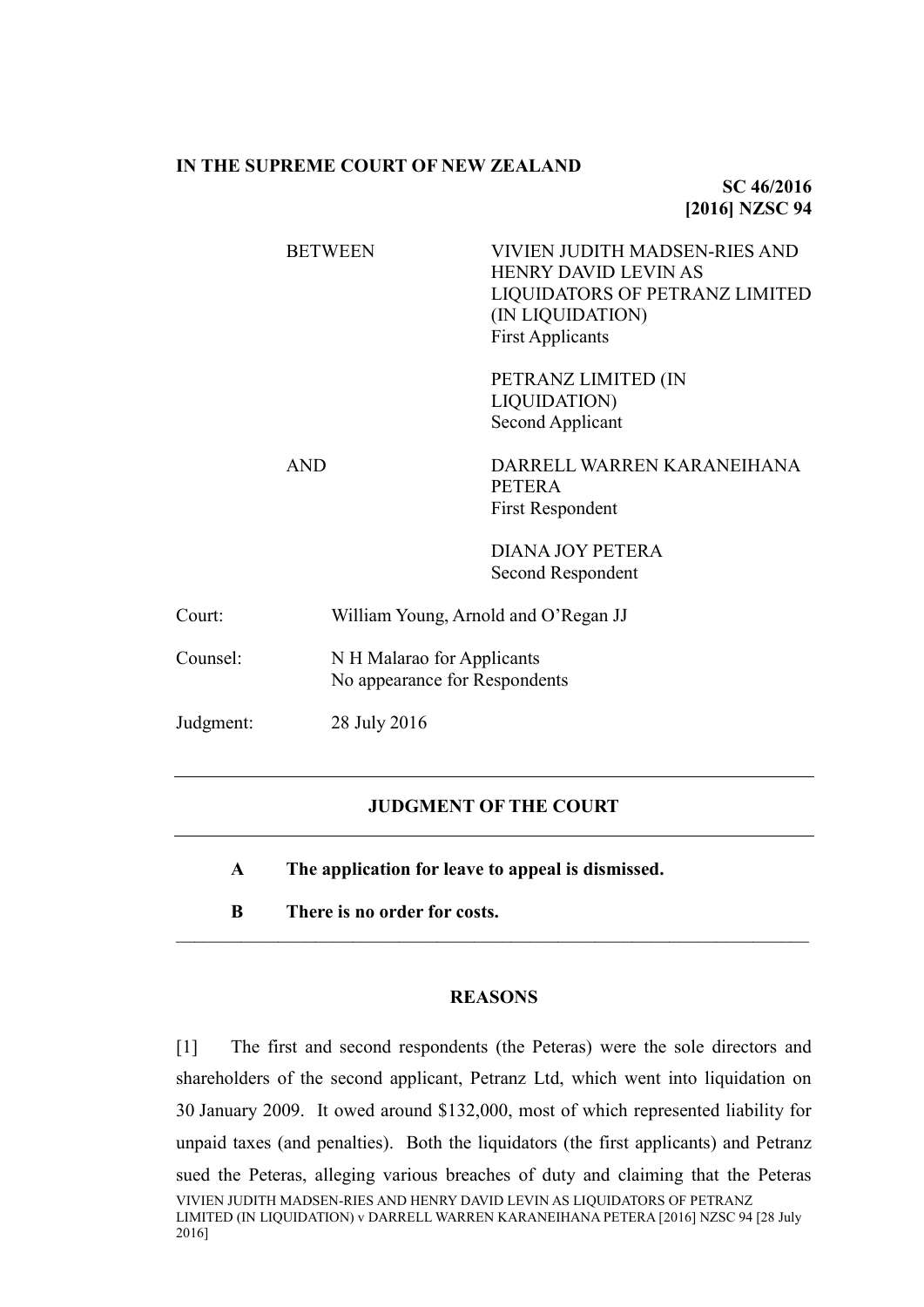**IN THE SUPREME COURT OF NEW ZEALAND**

**SC 46/2016**
**[2016] NZSC 94**

| | |
|---|---|
| BETWEEN | VIVIEN JUDITH MADSEN-RIES AND HENRY DAVID LEVIN AS LIQUIDATORS OF PETRANZ LIMITED (IN LIQUIDATION)<br>First Applicants |
| | PETRANZ LIMITED (IN LIQUIDATION)<br>Second Applicant |
| AND | DARRELL WARREN KARANEIHANA PETERA<br>First Respondent |
| | DIANA JOY PETERA<br>Second Respondent |

| | |
|---|---|
| Court: | William Young, Arnold and O'Regan JJ |
| Counsel: | N H Malarao for Applicants<br>No appearance for Respondents |
| Judgment: | 28 July 2016 |

---

## JUDGMENT OF THE COURT

---

**A The application for leave to appeal is dismissed.**

**B There is no order for costs.**

---

## REASONS

[1] The first and second respondents (the Peteras) were the sole directors and shareholders of the second applicant, Petranz Ltd, which went into liquidation on 30 January 2009. It owed around $132,000, most of which represented liability for unpaid taxes (and penalties). Both the liquidators (the first applicants) and Petranz sued the Peteras, alleging various breaches of duty and claiming that the Peteras

VIVIEN JUDITH MADSEN-RIES AND HENRY DAVID LEVIN AS LIQUIDATORS OF PETRANZ LIMITED (IN LIQUIDATION) v DARRELL WARREN KARANEIHANA PETERA [2016] NZSC 94 [28 July 2016]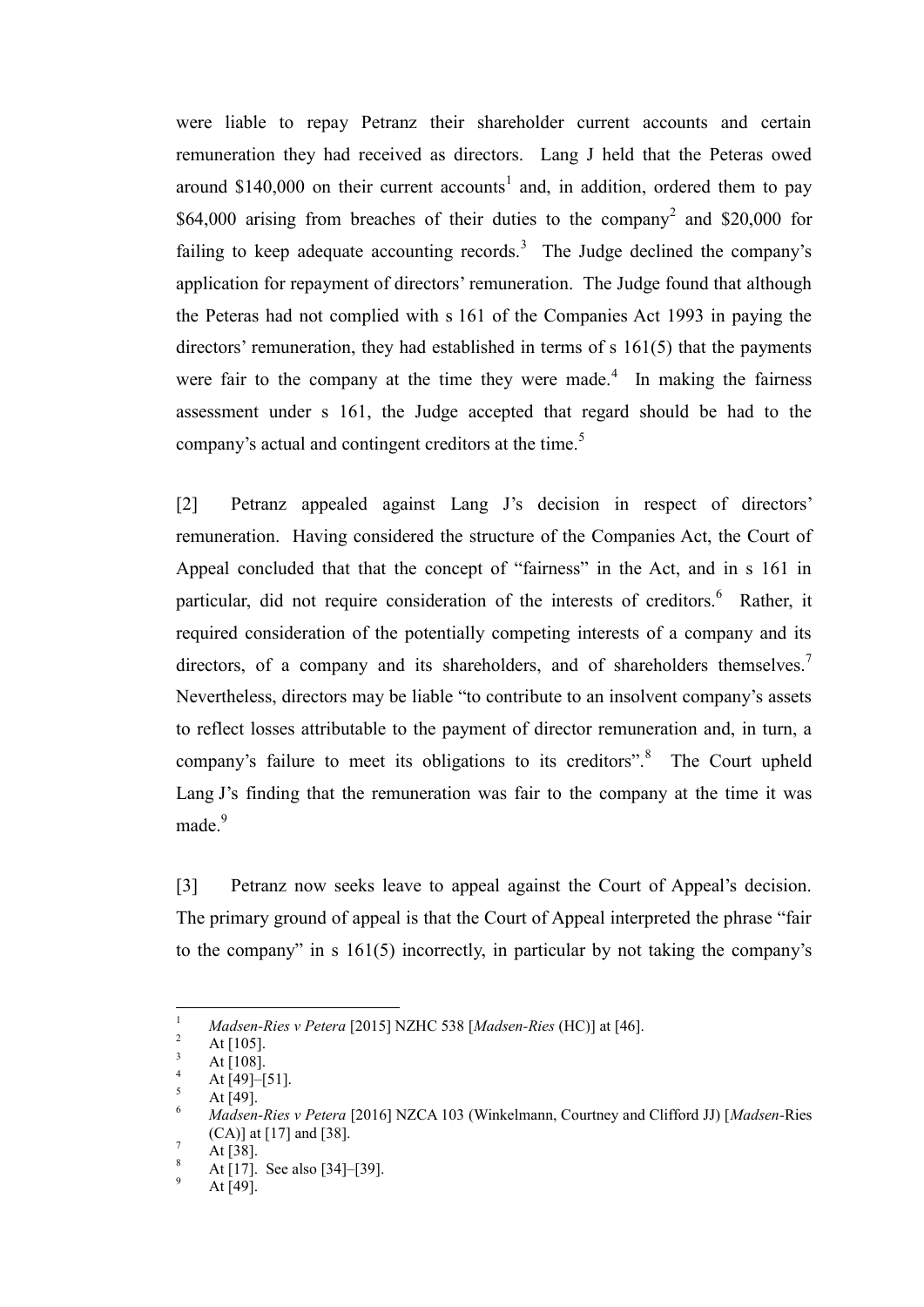were liable to repay Petranz their shareholder current accounts and certain remuneration they had received as directors. Lang J held that the Peteras owed around $140,000 on their current accounts[1] and, in addition, ordered them to pay $64,000 arising from breaches of their duties to the company[2] and $20,000 for failing to keep adequate accounting records.[3] The Judge declined the company's application for repayment of directors' remuneration. The Judge found that although the Peteras had not complied with s 161 of the Companies Act 1993 in paying the directors' remuneration, they had established in terms of s 161(5) that the payments were fair to the company at the time they were made.[4] In making the fairness assessment under s 161, the Judge accepted that regard should be had to the company's actual and contingent creditors at the time.[5]

[2] Petranz appealed against Lang J's decision in respect of directors' remuneration. Having considered the structure of the Companies Act, the Court of Appeal concluded that that the concept of "fairness" in the Act, and in s 161 in particular, did not require consideration of the interests of creditors.[6] Rather, it required consideration of the potentially competing interests of a company and its directors, of a company and its shareholders, and of shareholders themselves.[7] Nevertheless, directors may be liable "to contribute to an insolvent company's assets to reflect losses attributable to the payment of director remuneration and, in turn, a company's failure to meet its obligations to its creditors".[8] The Court upheld Lang J's finding that the remuneration was fair to the company at the time it was made.[9]

[3] Petranz now seeks leave to appeal against the Court of Appeal's decision. The primary ground of appeal is that the Court of Appeal interpreted the phrase "fair to the company" in s 161(5) incorrectly, in particular by not taking the company's

---

1. *Madsen-Ries v Petera* [2015] NZHC 538 [*Madsen-Ries* (HC)] at [46].
2. At [105].
3. At [108].
4. At [49]–[51].
5. At [49].
6. *Madsen-Ries v Petera* [2016] NZCA 103 (Winkelmann, Courtney and Clifford JJ) [*Madsen*-Ries (CA)] at [17] and [38].
7. At [38].
8. At [17]. See also [34]–[39].
9. At [49].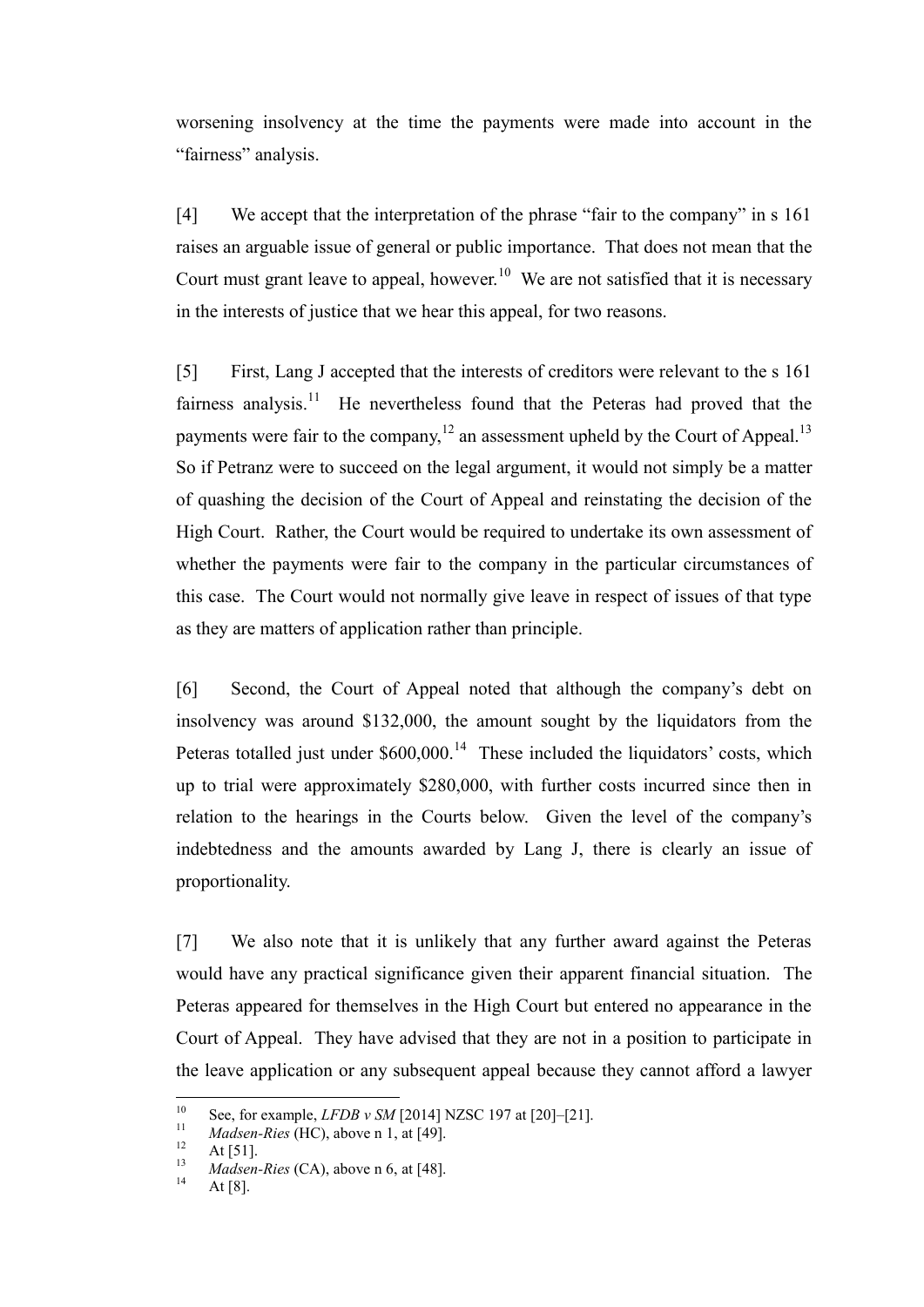worsening insolvency at the time the payments were made into account in the "fairness" analysis.

[4] We accept that the interpretation of the phrase "fair to the company" in s 161 raises an arguable issue of general or public importance. That does not mean that the Court must grant leave to appeal, however.[10] We are not satisfied that it is necessary in the interests of justice that we hear this appeal, for two reasons.

[5] First, Lang J accepted that the interests of creditors were relevant to the s 161 fairness analysis.[11] He nevertheless found that the Peteras had proved that the payments were fair to the company,[12] an assessment upheld by the Court of Appeal.[13] So if Petranz were to succeed on the legal argument, it would not simply be a matter of quashing the decision of the Court of Appeal and reinstating the decision of the High Court. Rather, the Court would be required to undertake its own assessment of whether the payments were fair to the company in the particular circumstances of this case. The Court would not normally give leave in respect of issues of that type as they are matters of application rather than principle.

[6] Second, the Court of Appeal noted that although the company's debt on insolvency was around $132,000, the amount sought by the liquidators from the Peteras totalled just under $600,000.[14] These included the liquidators' costs, which up to trial were approximately $280,000, with further costs incurred since then in relation to the hearings in the Courts below. Given the level of the company's indebtedness and the amounts awarded by Lang J, there is clearly an issue of proportionality.

[7] We also note that it is unlikely that any further award against the Peteras would have any practical significance given their apparent financial situation. The Peteras appeared for themselves in the High Court but entered no appearance in the Court of Appeal. They have advised that they are not in a position to participate in the leave application or any subsequent appeal because they cannot afford a lawyer

---

[10] See, for example, *LFDB v SM* [2014] NZSC 197 at [20]–[21].

[11] *Madsen-Ries* (HC), above n 1, at [49].

[12] At [51].

[13] *Madsen-Ries* (CA), above n 6, at [48].

[14] At [8].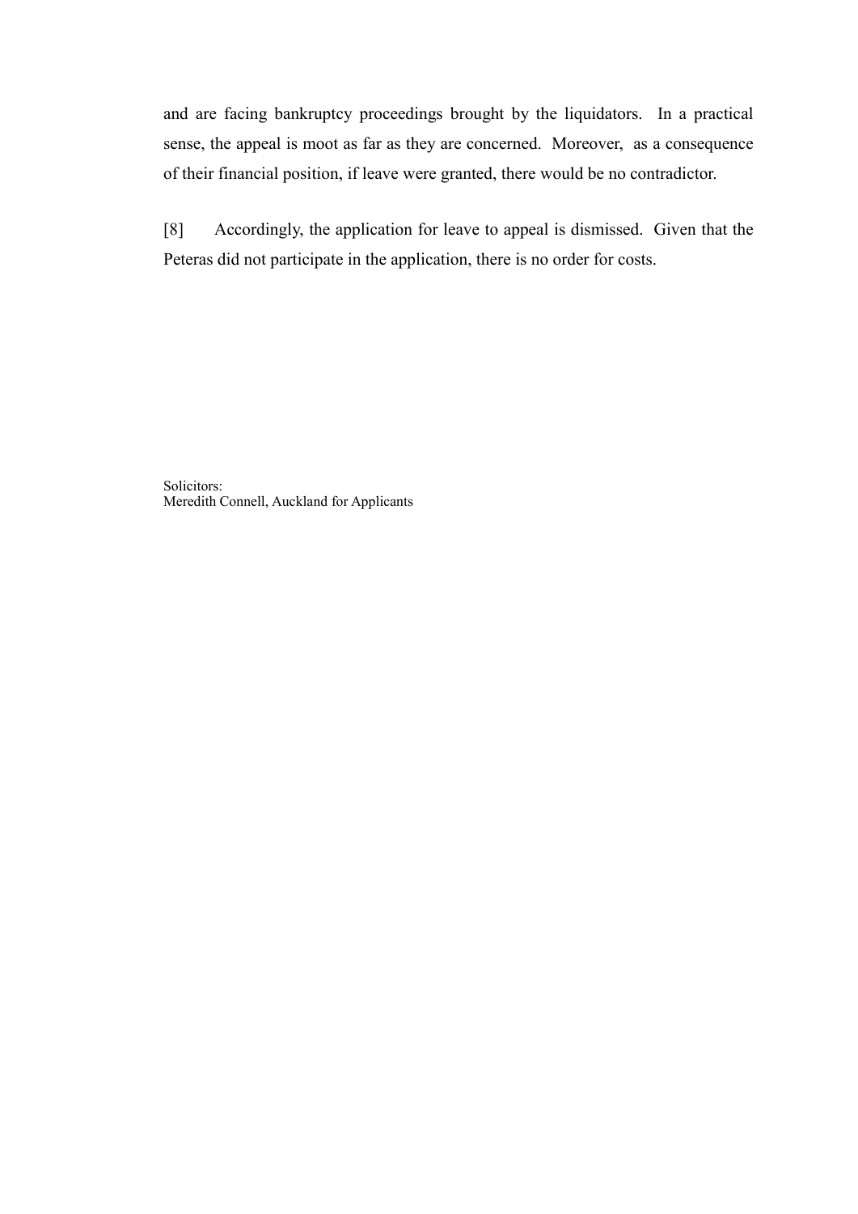and are facing bankruptcy proceedings brought by the liquidators. In a practical sense, the appeal is moot as far as they are concerned. Moreover, as a consequence of their financial position, if leave were granted, there would be no contradictor.

[8] Accordingly, the application for leave to appeal is dismissed. Given that the Peteras did not participate in the application, there is no order for costs.

Solicitors:
Meredith Connell, Auckland for Applicants